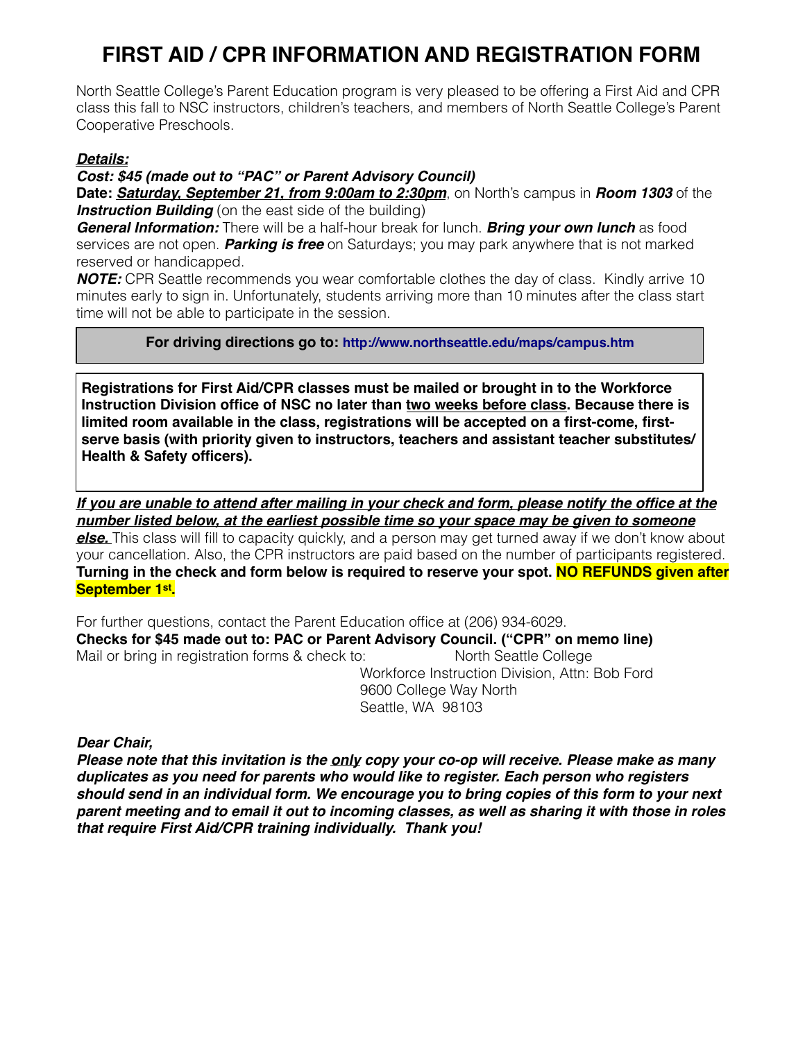# FIRST AID / CPR INFORMATION AND REGISTRATION FORM

North Seattle College's Parent Education program is very pleased to be offering a First Aid and CPR class this fall to NSC instructors, children's teachers, and members of North Seattle College's Parent Cooperative Preschools.

***Details:***

***Cost: $45 (made out to "PAC" or Parent Advisory Council)***

**Date:** ***Saturday, September 21, from 9:00am to 2:30pm***, on North's campus in ***Room 1303*** of the ***Instruction Building*** (on the east side of the building)

***General Information:*** There will be a half-hour break for lunch. ***Bring your own lunch*** as food services are not open. ***Parking is free*** on Saturdays; you may park anywhere that is not marked reserved or handicapped.

***NOTE:*** CPR Seattle recommends you wear comfortable clothes the day of class. Kindly arrive 10 minutes early to sign in. Unfortunately, students arriving more than 10 minutes after the class start time will not be able to participate in the session.

**For driving directions go to: http://www.northseattle.edu/maps/campus.htm**

**Registrations for First Aid/CPR classes must be mailed or brought in to the Workforce Instruction Division office of NSC no later than two weeks before class. Because there is limited room available in the class, registrations will be accepted on a first-come, first-serve basis (with priority given to instructors, teachers and assistant teacher substitutes/ Health & Safety officers).**

***If you are unable to attend after mailing in your check and form, please notify the office at the number listed below, at the earliest possible time so your space may be given to someone else.*** This class will fill to capacity quickly, and a person may get turned away if we don't know about your cancellation. Also, the CPR instructors are paid based on the number of participants registered. **Turning in the check and form below is required to reserve your spot. NO REFUNDS given after September 1st.**

For further questions, contact the Parent Education office at (206) 934-6029.

**Checks for $45 made out to: PAC or Parent Advisory Council. ("CPR" on memo line)**

Mail or bring in registration forms & check to:

North Seattle College
Workforce Instruction Division, Attn: Bob Ford
9600 College Way North
Seattle, WA 98103

***Dear Chair,***

***Please note that this invitation is the only copy your co-op will receive. Please make as many duplicates as you need for parents who would like to register. Each person who registers should send in an individual form. We encourage you to bring copies of this form to your next parent meeting and to email it out to incoming classes, as well as sharing it with those in roles that require First Aid/CPR training individually. Thank you!***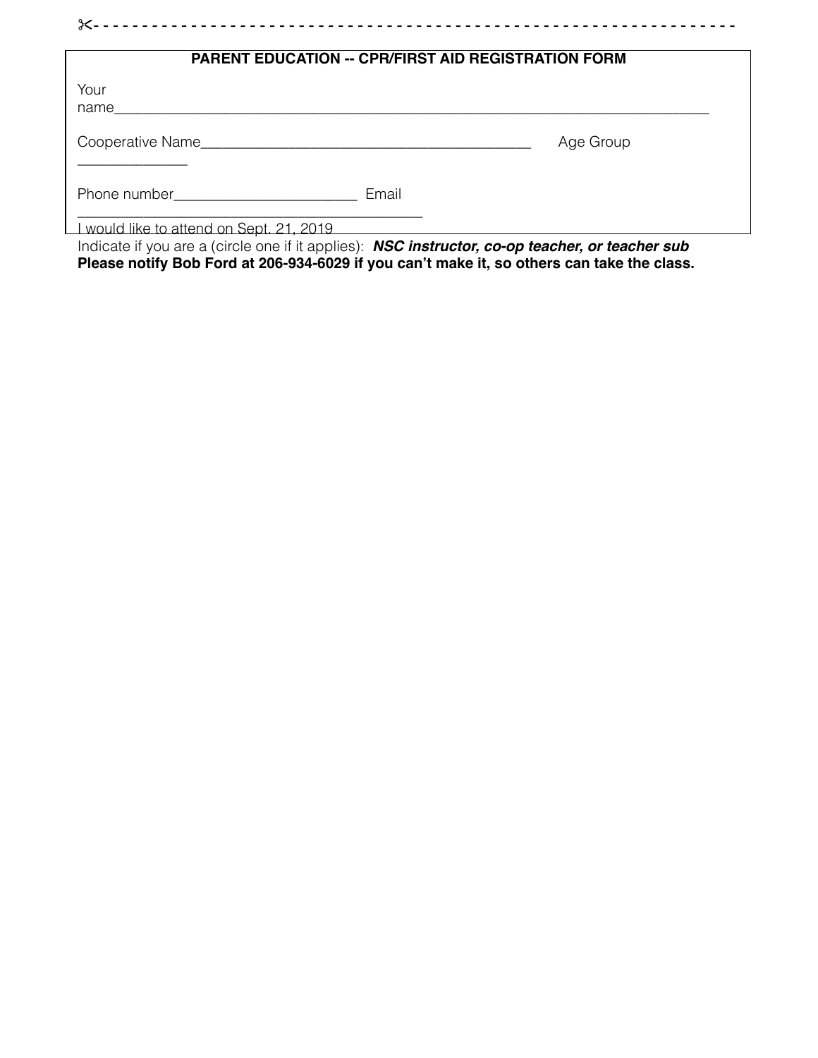✂- - - - - - - - - - - - - - - - - - - - - - - - - - - - - - - - - - - - - - - - - - - - - - - - - - - - - - - - - - - - - - - -

**PARENT EDUCATION -- CPR/FIRST AID REGISTRATION FORM**

Your name_______________________________________________________________________________

Cooperative Name____________________________________________ Age Group ______________

Phone number_______________________ Email ____________________________________________

I would like to attend on Sept. 21, 2019

Indicate if you are a (circle one if it applies): ***NSC instructor, co-op teacher, or teacher sub***

**Please notify Bob Ford at 206-934-6029 if you can't make it, so others can take the class.**